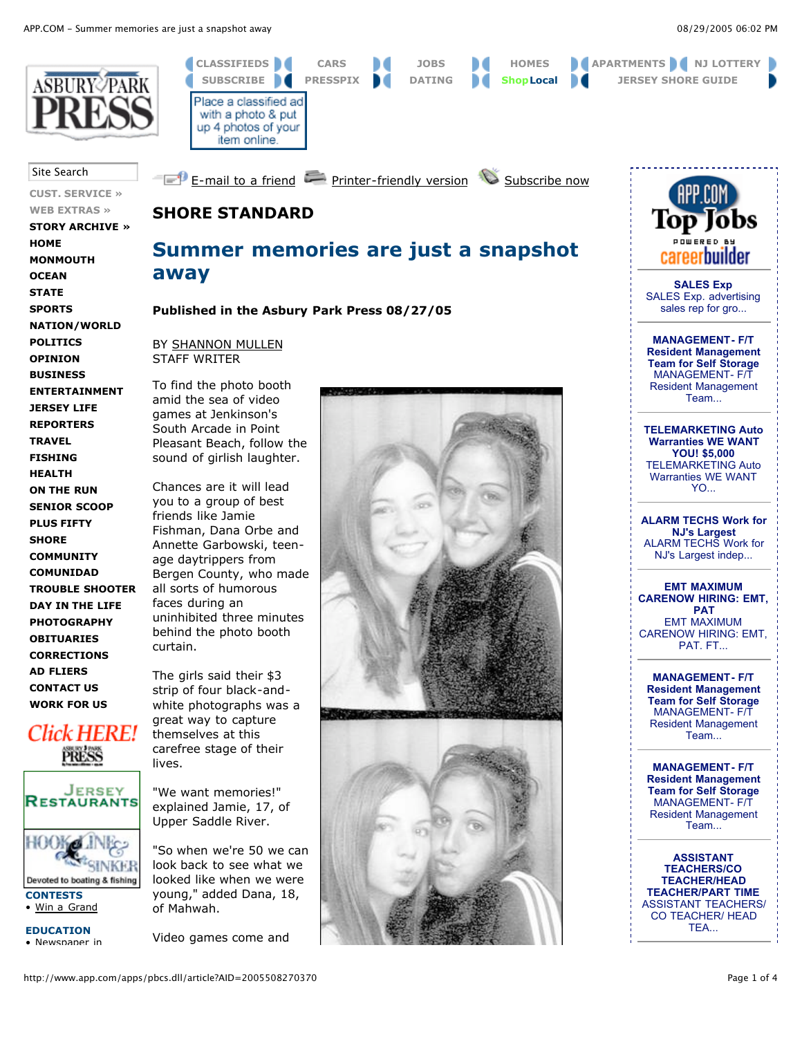## SHORE STANDARD

# Summer memories are just a snapshot away

**Published in the Asbury Park Press 08/27/05**

BY SHANNON MULLEN
STAFF WRITER

To find the photo booth amid the sea of video games at Jenkinson's South Arcade in Point Pleasant Beach, follow the sound of girlish laughter.

Chances are it will lead you to a group of best friends like Jamie Fishman, Dana Orbe and Annette Garbowski, teen-age daytrippers from Bergen County, who made all sorts of humorous faces during an uninhibited three minutes behind the photo booth curtain.

The girls said their $3 strip of four black-and-white photographs was a great way to capture themselves at this carefree stage of their lives.

"We want memories!" explained Jamie, 17, of Upper Saddle River.

"So when we're 50 we can look back to see what we looked like when we were young," added Dana, 18, of Mahwah.

Video games come and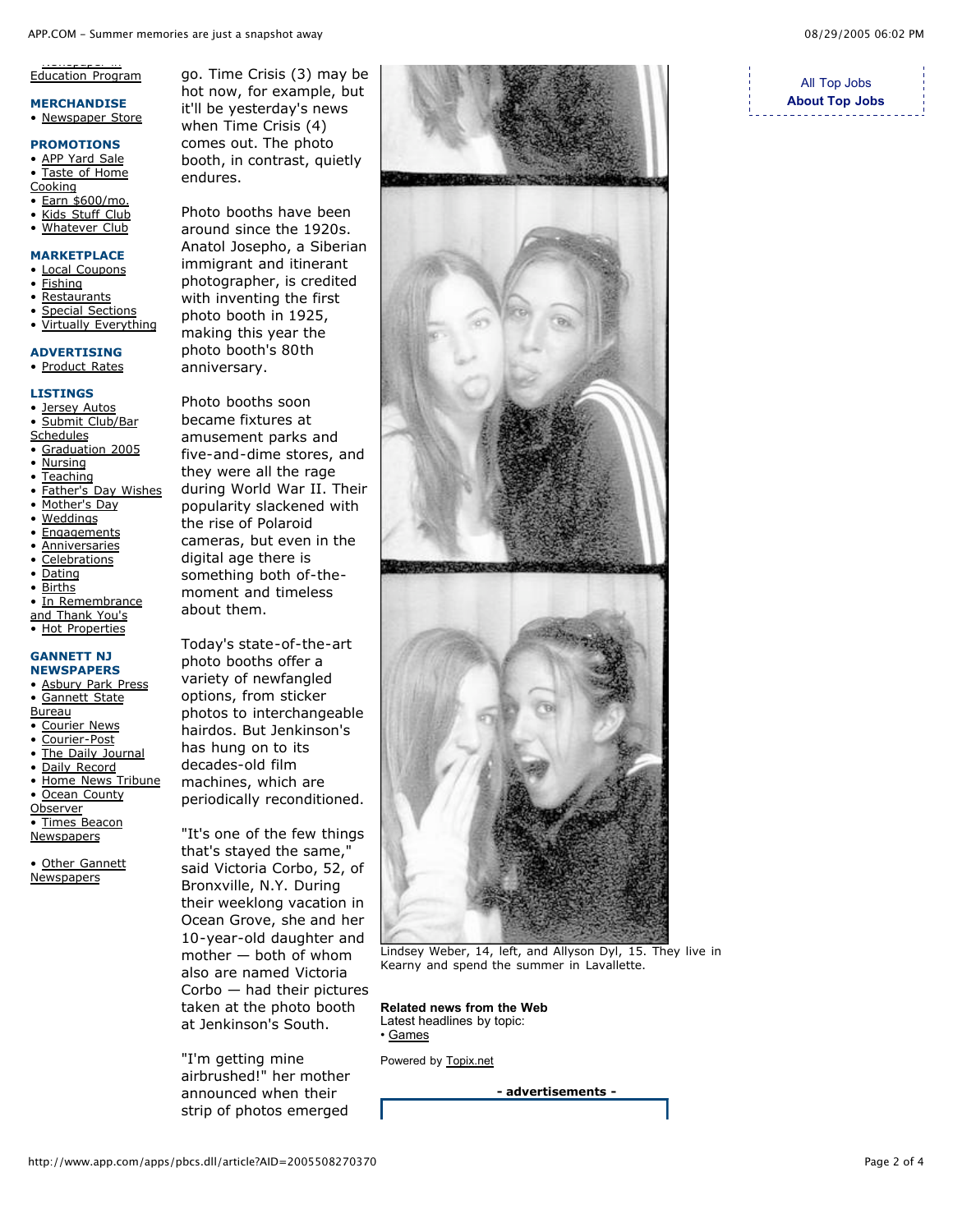Education Program

**MERCHANDISE**
- Newspaper Store

**PROMOTIONS**
- APP Yard Sale
- Taste of Home Cooking
- Earn $600/mo.
- Kids Stuff Club
- Whatever Club

**MARKETPLACE**
- Local Coupons
- Fishing
- Restaurants
- Special Sections
- Virtually Everything

**ADVERTISING**
- Product Rates

**LISTINGS**
- Jersey Autos
- Submit Club/Bar Schedules
- Graduation 2005
- Nursing
- Teaching
- Father's Day Wishes
- Mother's Day
- Weddings
- Engagements
- Anniversaries
- Celebrations
- Dating
- Births
- In Remembrance and Thank You's
- Hot Properties

**GANNETT NJ NEWSPAPERS**
- Asbury Park Press
- Gannett State Bureau
- Courier News
- Courier-Post
- The Daily Journal
- Daily Record
- Home News Tribune
- Ocean County Observer
- Times Beacon Newspapers

- Other Gannett Newspapers

go. Time Crisis (3) may be hot now, for example, but it'll be yesterday's news when Time Crisis (4) comes out. The photo booth, in contrast, quietly endures.

Photo booths have been around since the 1920s. Anatol Josepho, a Siberian immigrant and itinerant photographer, is credited with inventing the first photo booth in 1925, making this year the photo booth's 80th anniversary.

Photo booths soon became fixtures at amusement parks and five-and-dime stores, and they were all the rage during World War II. Their popularity slackened with the rise of Polaroid cameras, but even in the digital age there is something both of-the-moment and timeless about them.

Today's state-of-the-art photo booths offer a variety of newfangled options, from sticker photos to interchangeable hairdos. But Jenkinson's has hung on to its decades-old film machines, which are periodically reconditioned.

"It's one of the few things that's stayed the same," said Victoria Corbo, 52, of Bronxville, N.Y. During their weeklong vacation in Ocean Grove, she and her 10-year-old daughter and mother — both of whom also are named Victoria Corbo — had their pictures taken at the photo booth at Jenkinson's South.

"I'm getting mine airbrushed!" her mother announced when their strip of photos emerged

Lindsey Weber, 14, left, and Allyson Dyl, 15. They live in Kearny and spend the summer in Lavallette.

**Related news from the Web**
Latest headlines by topic:
- Games

Powered by Topix.net

**- advertisements -**

All Top Jobs
**About Top Jobs**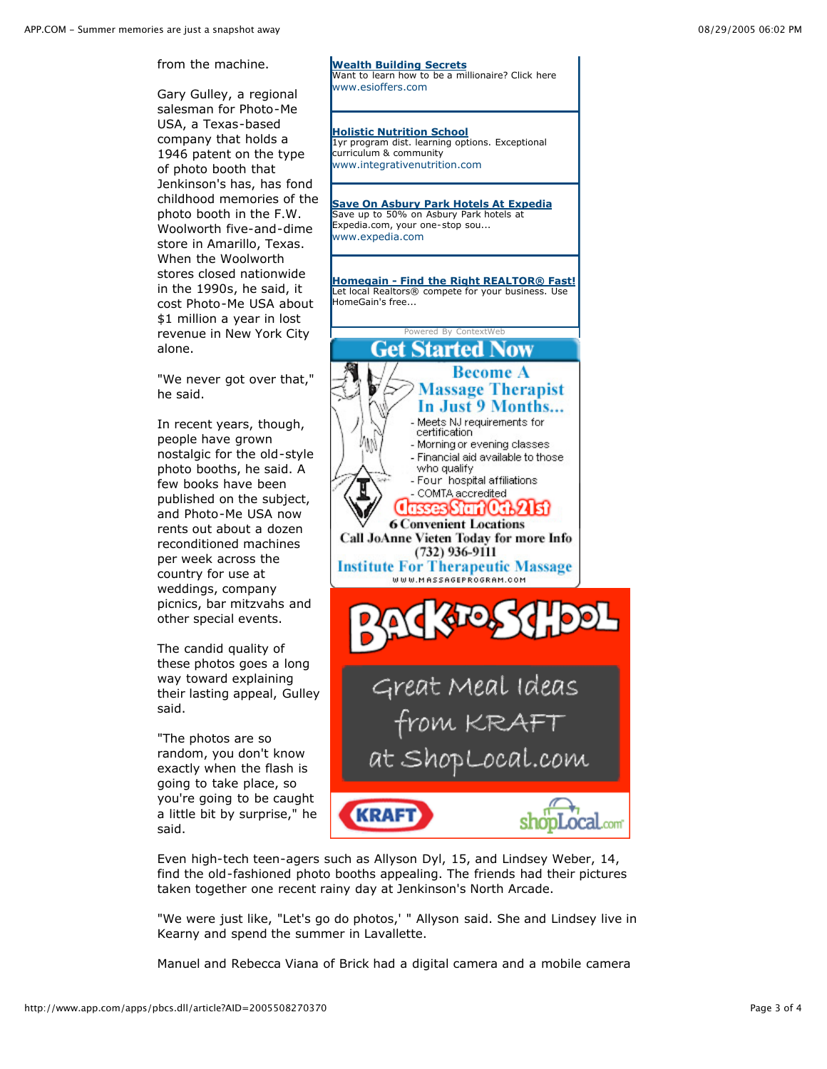from the machine.

Gary Gulley, a regional salesman for Photo-Me USA, a Texas-based company that holds a 1946 patent on the type of photo booth that Jenkinson's has, has fond childhood memories of the photo booth in the F.W. Woolworth five-and-dime store in Amarillo, Texas. When the Woolworth stores closed nationwide in the 1990s, he said, it cost Photo-Me USA about $1 million a year in lost revenue in New York City alone.

"We never got over that," he said.

In recent years, though, people have grown nostalgic for the old-style photo booths, he said. A few books have been published on the subject, and Photo-Me USA now rents out about a dozen reconditioned machines per week across the country for use at weddings, company picnics, bar mitzvahs and other special events.

The candid quality of these photos goes a long way toward explaining their lasting appeal, Gulley said.

"The photos are so random, you don't know exactly when the flash is going to take place, so you're going to be caught a little bit by surprise," he said.

Even high-tech teen-agers such as Allyson Dyl, 15, and Lindsey Weber, 14, find the old-fashioned photo booths appealing. The friends had their pictures taken together one recent rainy day at Jenkinson's North Arcade.

"We were just like, "Let's go do photos,' " Allyson said. She and Lindsey live in Kearny and spend the summer in Lavallette.

Manuel and Rebecca Viana of Brick had a digital camera and a mobile camera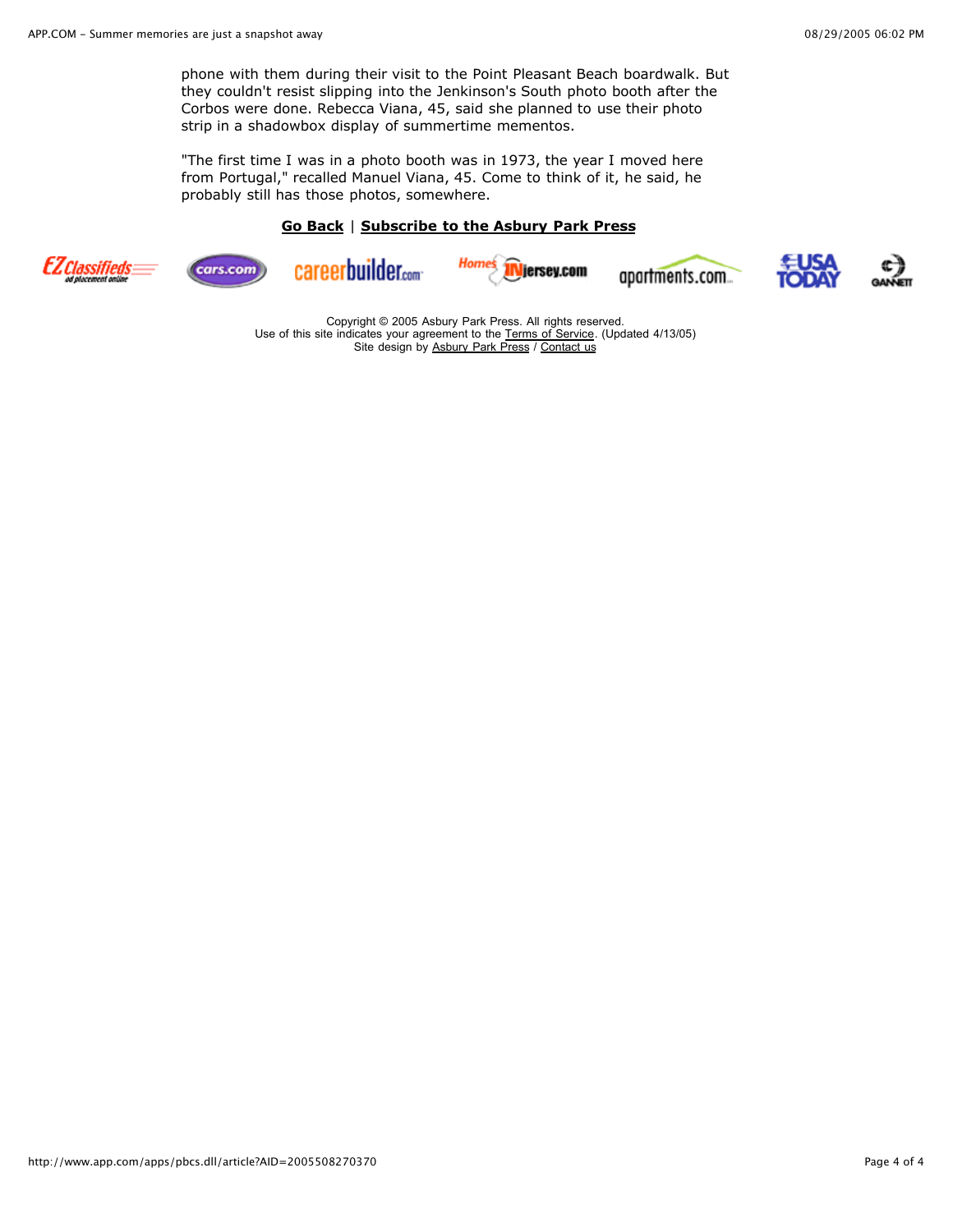phone with them during their visit to the Point Pleasant Beach boardwalk. But they couldn't resist slipping into the Jenkinson's South photo booth after the Corbos were done. Rebecca Viana, 45, said she planned to use their photo strip in a shadowbox display of summertime mementos.

"The first time I was in a photo booth was in 1973, the year I moved here from Portugal," recalled Manuel Viana, 45. Come to think of it, he said, he probably still has those photos, somewhere.

**Go Back** | **Subscribe to the Asbury Park Press**

Copyright © 2005 Asbury Park Press. All rights reserved.
Use of this site indicates your agreement to the Terms of Service. (Updated 4/13/05)
Site design by Asbury Park Press / Contact us